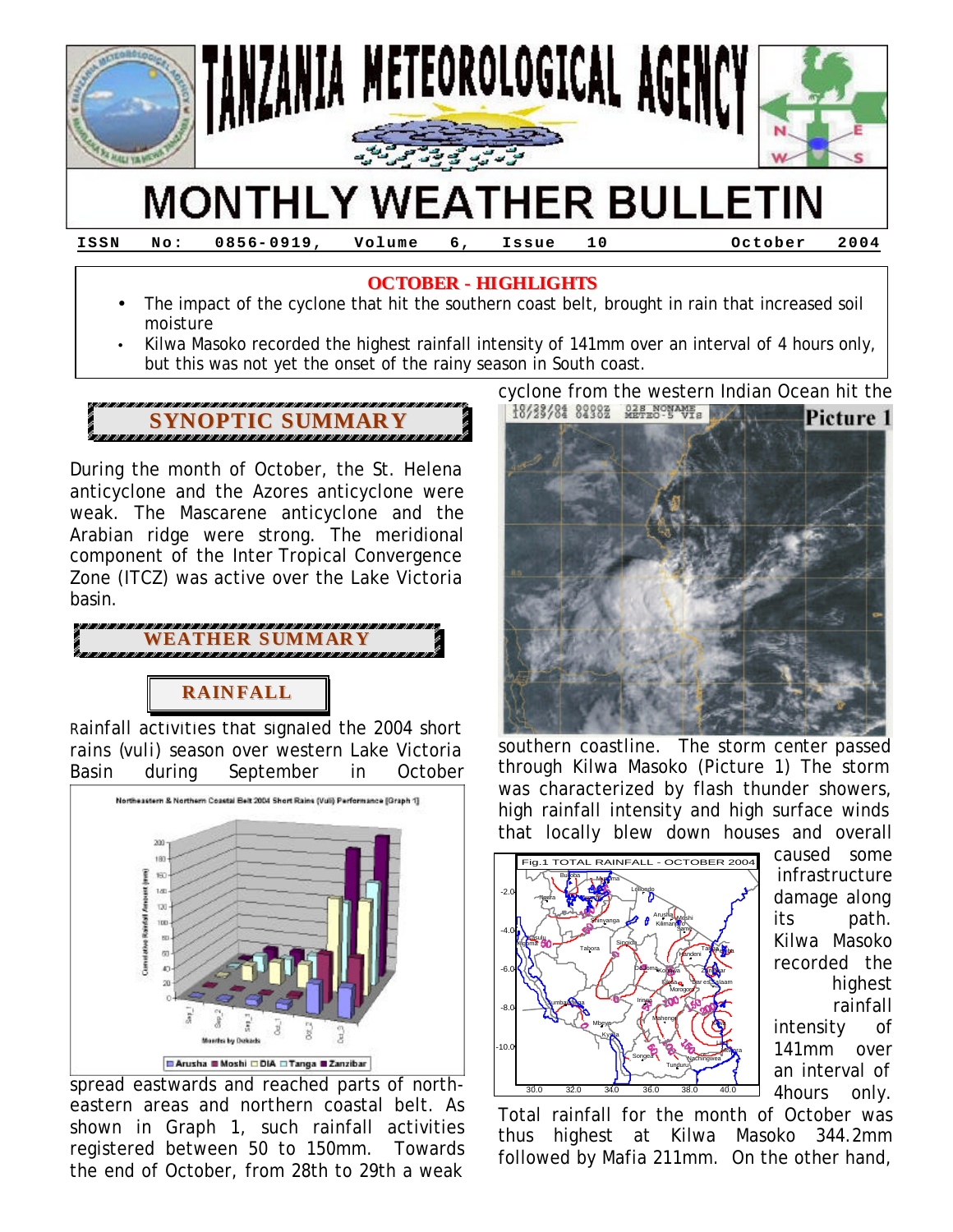# TANZANIA METEOROLOGICAL AGENCY

# MONTHLY WEATHER BULLETIN

ISSN No: 0856-0919, Volume 6, Issue 10 October 2004

## OCTOBER - HIGHLIGHTS

- The impact of the cyclone that hit the southern coast belt, brought in rain that increased soil moisture
- Kilwa Masoko recorded the highest rainfall intensity of 141mm over an interval of 4 hours only, but this was not yet the onset of the rainy season in South coast.

## SYNOPTIC SUMMARY

During the month of October, the St. Helena anticyclone and the Azores anticyclone were weak. The Mascarene anticyclone and the Arabian ridge were strong. The meridional component of the Inter Tropical Convergence Zone (ITCZ) was active over the Lake Victoria basin.

## WEATHER SUMMARY

### RAINFALL

Rainfall activities that signaled the 2004 short rains (vuli) season over western Lake Victoria Basin during September in October

Northeastern & Northern Coastal Belt 2004 Short Rains (Vuli) Performance [Graph 1]

Cumulative Rainfall Amount (mm)

Months by Dekads

Arusha Moshi DIA Tanga Zanzibar

spread eastwards and reached parts of north-eastern areas and northern coastal belt. As shown in Graph 1, such rainfall activities registered between 50 to 150mm. Towards the end of October, from 28th to 29th a weak cyclone from the western Indian Ocean hit the southern coastline. The storm center passed through Kilwa Masoko (Picture 1) The storm was characterized by flash thunder showers, high rainfall intensity and high surface winds that locally blew down houses and overall caused some infrastructure damage along its path. Kilwa Masoko recorded the highest rainfall intensity of 141mm over an interval of 4hours only.

Picture 1

Fig.1 TOTAL RAINFALL - OCTOBER 2004

Total rainfall for the month of October was thus highest at Kilwa Masoko 344.2mm followed by Mafia 211mm. On the other hand,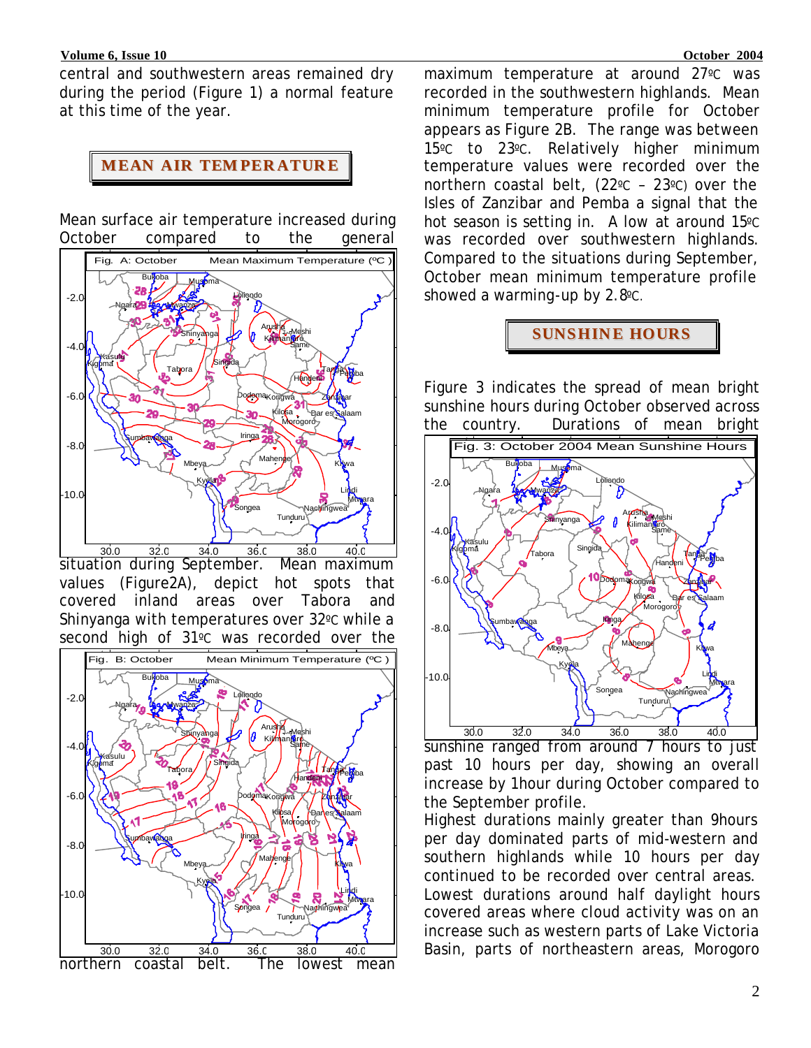central and southwestern areas remained dry during the period (Figure 1) a normal feature at this time of the year.

## MEAN AIR TEMPERATURE

Mean surface air temperature increased during October compared to the general situation during September. Mean maximum values (Figure2A), depict hot spots that covered inland areas over Tabora and Shinyanga with temperatures over 32ºC while a second high of 31ºC was recorded over the northern coastal belt. The lowest mean maximum temperature at around 27ºC was recorded in the southwestern highlands. Mean minimum temperature profile for October appears as Figure 2B. The range was between 15ºC to 23ºC. Relatively higher minimum temperature values were recorded over the northern coastal belt, (22ºC – 23ºC) over the Isles of Zanzibar and Pemba a signal that the hot season is setting in. A low at around 15ºC was recorded over southwestern highlands. Compared to the situations during September, October mean minimum temperature profile showed a warming-up by 2.8ºC.

Fig. A: October Mean Maximum Temperature (ºC)

Fig. B: October Mean Minimum Temperature (ºC)

## SUNSHINE HOURS

Figure 3 indicates the spread of mean bright sunshine hours during October observed across the country. Durations of mean bright sunshine ranged from around 7 hours to just past 10 hours per day, showing an overall increase by 1hour during October compared to the September profile.

Highest durations mainly greater than 9hours per day dominated parts of mid-western and southern highlands while 10 hours per day continued to be recorded over central areas. Lowest durations around half daylight hours covered areas where cloud activity was on an increase such as western parts of Lake Victoria Basin, parts of northeastern areas, Morogoro

Fig. 3: October 2004 Mean Sunshine Hours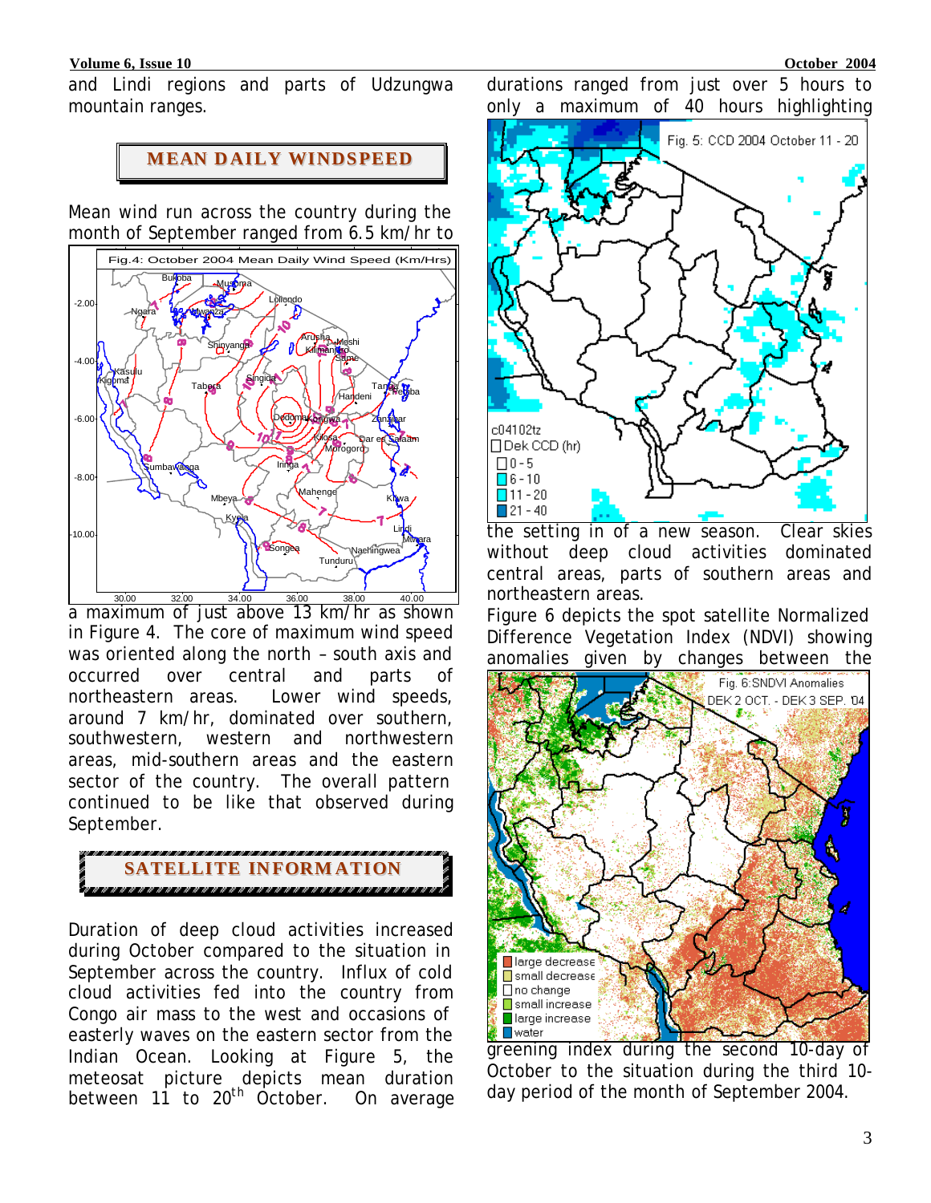and Lindi regions and parts of Udzungwa mountain ranges.

## MEAN DAILY WINDSPEED

Mean wind run across the country during the month of September ranged from 6.5 km/hr to a maximum of just above 13 km/hr as shown in Figure 4. The core of maximum wind speed was oriented along the north – south axis and occurred over central and parts of northeastern areas. Lower wind speeds, around 7 km/hr, dominated over southern, southwestern, western and northwestern areas, mid-southern areas and the eastern sector of the country. The overall pattern continued to be like that observed during September.

Fig.4: October 2004 Mean Daily Wind Speed (Km/Hrs)

## SATELLITE INFORMATION

Duration of deep cloud activities increased during October compared to the situation in September across the country. Influx of cold cloud activities fed into the country from Congo air mass to the west and occasions of easterly waves on the eastern sector from the Indian Ocean. Looking at Figure 5, the meteosat picture depicts mean duration between 11 to 20th October. On average durations ranged from just over 5 hours to only a maximum of 40 hours highlighting the setting in of a new season. Clear skies without deep cloud activities dominated central areas, parts of southern areas and northeastern areas.

Fig. 5: CCD 2004 October 11 - 20

Figure 6 depicts the spot satellite Normalized Difference Vegetation Index (NDVI) showing anomalies given by changes between the greening index during the second 10-day of October to the situation during the third 10-day period of the month of September 2004.

Fig. 6: SNDVI Anomalies DEK 2 OCT. - DEK 3 SEP. '04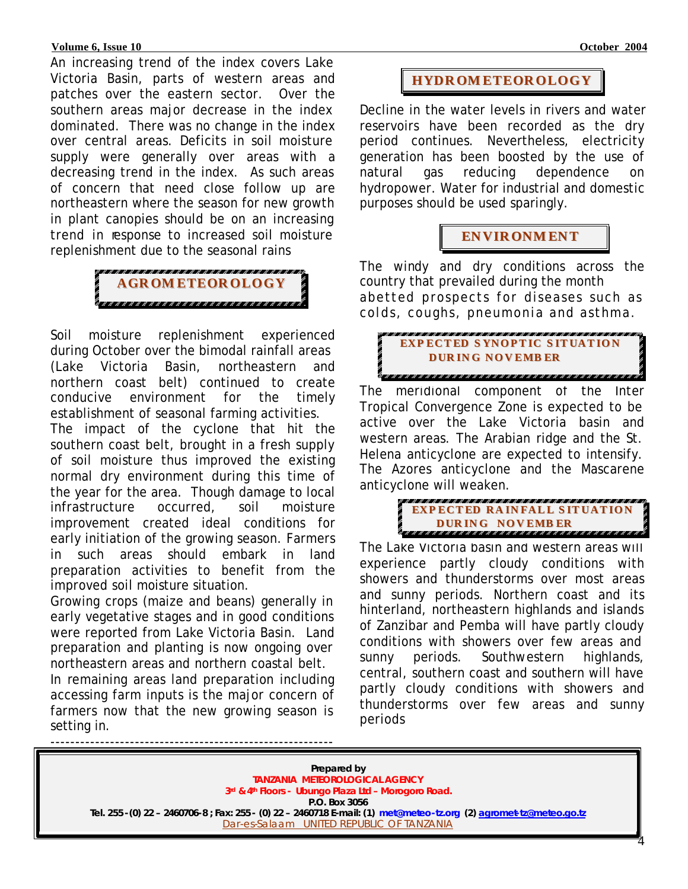An increasing trend of the index covers Lake Victoria Basin, parts of western areas and patches over the eastern sector. Over the southern areas major decrease in the index dominated. There was no change in the index over central areas. Deficits in soil moisture supply were generally over areas with a decreasing trend in the index. As such areas of concern that need close follow up are northeastern where the season for new growth in plant canopies should be on an increasing trend in response to increased soil moisture replenishment due to the seasonal rains

## AGROMETEOROLOGY

Soil moisture replenishment experienced during October over the bimodal rainfall areas (Lake Victoria Basin, northeastern and northern coast belt) continued to create conducive environment for the timely establishment of seasonal farming activities.

The impact of the cyclone that hit the southern coast belt, brought in a fresh supply of soil moisture thus improved the existing normal dry environment during this time of the year for the area. Though damage to local infrastructure occurred, soil moisture improvement created ideal conditions for early initiation of the growing season. Farmers in such areas should embark in land preparation activities to benefit from the improved soil moisture situation.

Growing crops (maize and beans) generally in early vegetative stages and in good conditions were reported from Lake Victoria Basin. Land preparation and planting is now ongoing over northeastern areas and northern coastal belt.

In remaining areas land preparation including accessing farm inputs is the major concern of farmers now that the new growing season is setting in.

## HYDROMETEOROLOGY

Decline in the water levels in rivers and water reservoirs have been recorded as the dry period continues. Nevertheless, electricity generation has been boosted by the use of natural gas reducing dependence on hydropower. Water for industrial and domestic purposes should be used sparingly.

## ENVIRONMENT

The windy and dry conditions across the country that prevailed during the month abetted prospects for diseases such as colds, coughs, pneumonia and asthma.

## EXPECTED SYNOPTIC SITUATION DURING NOVEMBER

The meridional component of the Inter Tropical Convergence Zone is expected to be active over the Lake Victoria basin and western areas. The Arabian ridge and the St. Helena anticyclone are expected to intensify. The Azores anticyclone and the Mascarene anticyclone will weaken.

## EXPECTED RAINFALL SITUATION DURING NOVEMBER

The Lake Victoria basin and western areas will experience partly cloudy conditions with showers and thunderstorms over most areas and sunny periods. Northern coast and its hinterland, northeastern highlands and islands of Zanzibar and Pemba will have partly cloudy conditions with showers over few areas and sunny periods. Southwestern highlands, central, southern coast and southern will have partly cloudy conditions with showers and thunderstorms over few areas and sunny periods

---

**Prepared by**
**TANZANIA METEOROLOGICAL AGENCY**
**3rd & 4th Floors - Ubungo Plaza Ltd – Morogoro Road.**
**P.O. Box 3056**
**Tel. 255 - (0) 22 – 2460706-8 ; Fax: 255 - (0) 22 – 2460718 E-mail: (1) met@meteo-tz.org (2) agromet-tz@meteo.go.tz**
Dar-es-Salaam UNITED REPUBLIC OF TANZANIA